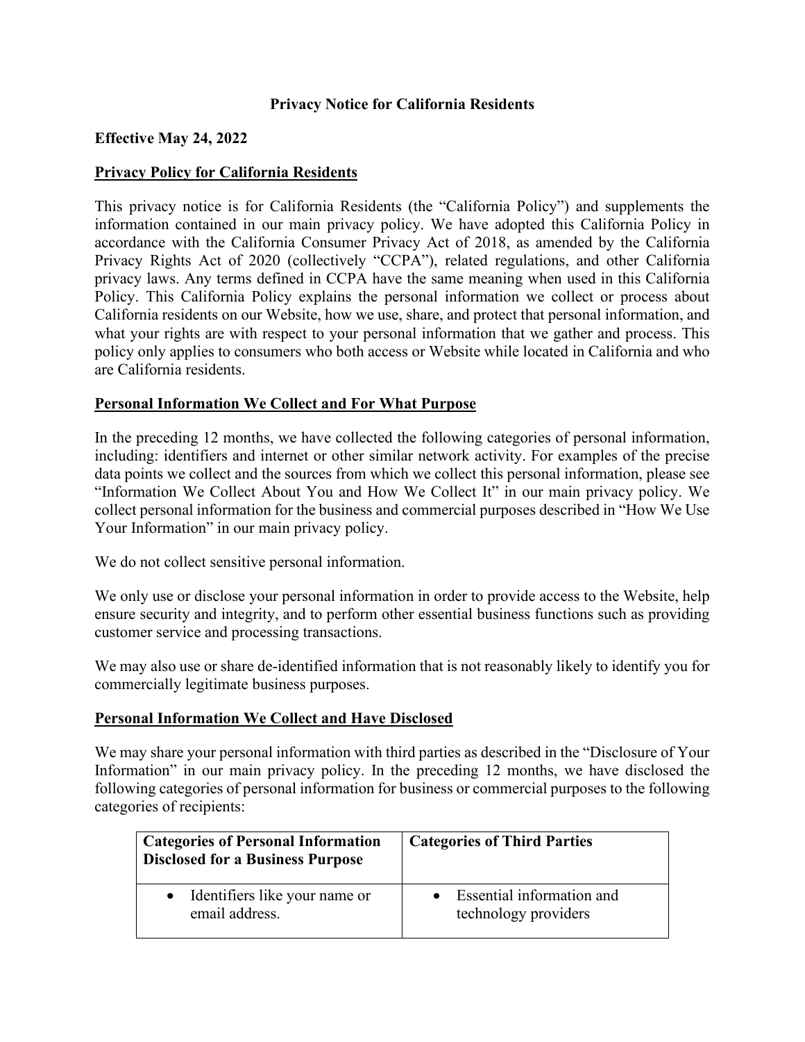**Privacy Notice for California Residents**

**Effective May 24, 2022**

## Privacy Policy for California Residents

This privacy notice is for California Residents (the "California Policy") and supplements the information contained in our main privacy policy. We have adopted this California Policy in accordance with the California Consumer Privacy Act of 2018, as amended by the California Privacy Rights Act of 2020 (collectively "CCPA"), related regulations, and other California privacy laws. Any terms defined in CCPA have the same meaning when used in this California Policy. This California Policy explains the personal information we collect or process about California residents on our Website, how we use, share, and protect that personal information, and what your rights are with respect to your personal information that we gather and process. This policy only applies to consumers who both access or Website while located in California and who are California residents.

## Personal Information We Collect and For What Purpose

In the preceding 12 months, we have collected the following categories of personal information, including: identifiers and internet or other similar network activity. For examples of the precise data points we collect and the sources from which we collect this personal information, please see "Information We Collect About You and How We Collect It" in our main privacy policy. We collect personal information for the business and commercial purposes described in "How We Use Your Information" in our main privacy policy.

We do not collect sensitive personal information.

We only use or disclose your personal information in order to provide access to the Website, help ensure security and integrity, and to perform other essential business functions such as providing customer service and processing transactions.

We may also use or share de-identified information that is not reasonably likely to identify you for commercially legitimate business purposes.

## Personal Information We Collect and Have Disclosed

We may share your personal information with third parties as described in the "Disclosure of Your Information" in our main privacy policy. In the preceding 12 months, we have disclosed the following categories of personal information for business or commercial purposes to the following categories of recipients:

| **Categories of Personal Information Disclosed for a Business Purpose** | **Categories of Third Parties** |
|---|---|
| • Identifiers like your name or email address. | • Essential information and technology providers |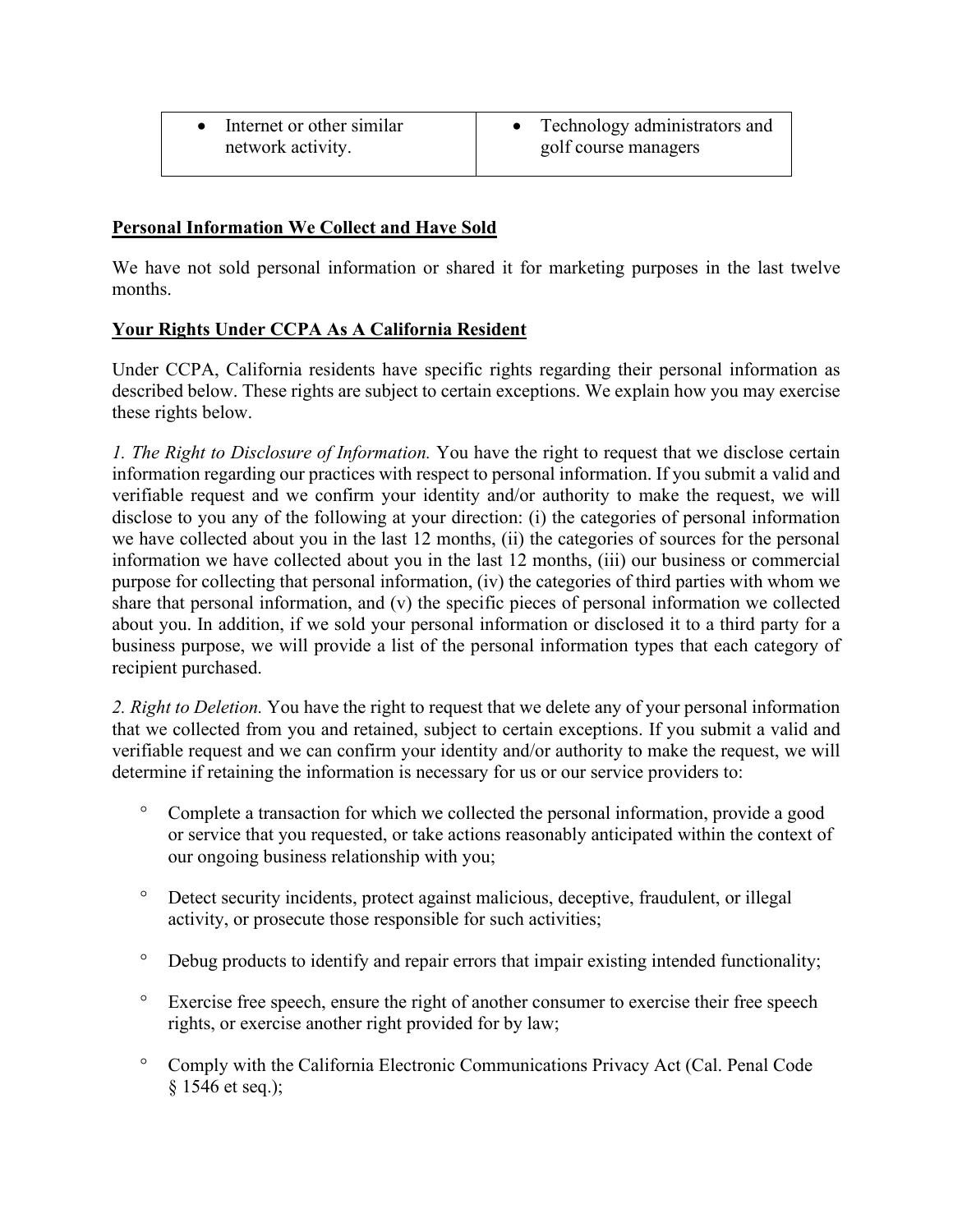| • Internet or other similar network activity. | • Technology administrators and golf course managers |
|---|---|

**Personal Information We Collect and Have Sold**

We have not sold personal information or shared it for marketing purposes in the last twelve months.

**Your Rights Under CCPA As A California Resident**

Under CCPA, California residents have specific rights regarding their personal information as described below. These rights are subject to certain exceptions. We explain how you may exercise these rights below.

*1. The Right to Disclosure of Information.* You have the right to request that we disclose certain information regarding our practices with respect to personal information. If you submit a valid and verifiable request and we confirm your identity and/or authority to make the request, we will disclose to you any of the following at your direction: (i) the categories of personal information we have collected about you in the last 12 months, (ii) the categories of sources for the personal information we have collected about you in the last 12 months, (iii) our business or commercial purpose for collecting that personal information, (iv) the categories of third parties with whom we share that personal information, and (v) the specific pieces of personal information we collected about you. In addition, if we sold your personal information or disclosed it to a third party for a business purpose, we will provide a list of the personal information types that each category of recipient purchased.

*2. Right to Deletion.* You have the right to request that we delete any of your personal information that we collected from you and retained, subject to certain exceptions. If you submit a valid and verifiable request and we can confirm your identity and/or authority to make the request, we will determine if retaining the information is necessary for us or our service providers to:

- Complete a transaction for which we collected the personal information, provide a good or service that you requested, or take actions reasonably anticipated within the context of our ongoing business relationship with you;
- Detect security incidents, protect against malicious, deceptive, fraudulent, or illegal activity, or prosecute those responsible for such activities;
- Debug products to identify and repair errors that impair existing intended functionality;
- Exercise free speech, ensure the right of another consumer to exercise their free speech rights, or exercise another right provided for by law;
- Comply with the California Electronic Communications Privacy Act (Cal. Penal Code § 1546 et seq.);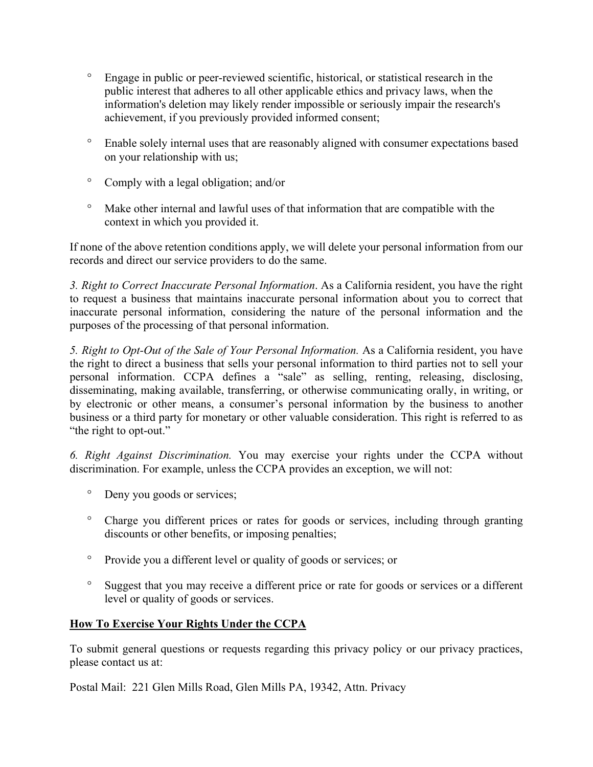- Engage in public or peer-reviewed scientific, historical, or statistical research in the public interest that adheres to all other applicable ethics and privacy laws, when the information's deletion may likely render impossible or seriously impair the research's achievement, if you previously provided informed consent;
- Enable solely internal uses that are reasonably aligned with consumer expectations based on your relationship with us;
- Comply with a legal obligation; and/or
- Make other internal and lawful uses of that information that are compatible with the context in which you provided it.

If none of the above retention conditions apply, we will delete your personal information from our records and direct our service providers to do the same.

*3. Right to Correct Inaccurate Personal Information*. As a California resident, you have the right to request a business that maintains inaccurate personal information about you to correct that inaccurate personal information, considering the nature of the personal information and the purposes of the processing of that personal information.

*5. Right to Opt-Out of the Sale of Your Personal Information.* As a California resident, you have the right to direct a business that sells your personal information to third parties not to sell your personal information. CCPA defines a "sale" as selling, renting, releasing, disclosing, disseminating, making available, transferring, or otherwise communicating orally, in writing, or by electronic or other means, a consumer's personal information by the business to another business or a third party for monetary or other valuable consideration. This right is referred to as "the right to opt-out."

*6. Right Against Discrimination.* You may exercise your rights under the CCPA without discrimination. For example, unless the CCPA provides an exception, we will not:

- Deny you goods or services;
- Charge you different prices or rates for goods or services, including through granting discounts or other benefits, or imposing penalties;
- Provide you a different level or quality of goods or services; or
- Suggest that you may receive a different price or rate for goods or services or a different level or quality of goods or services.

**<u>How To Exercise Your Rights Under the CCPA</u>**

To submit general questions or requests regarding this privacy policy or our privacy practices, please contact us at:

Postal Mail: 221 Glen Mills Road, Glen Mills PA, 19342, Attn. Privacy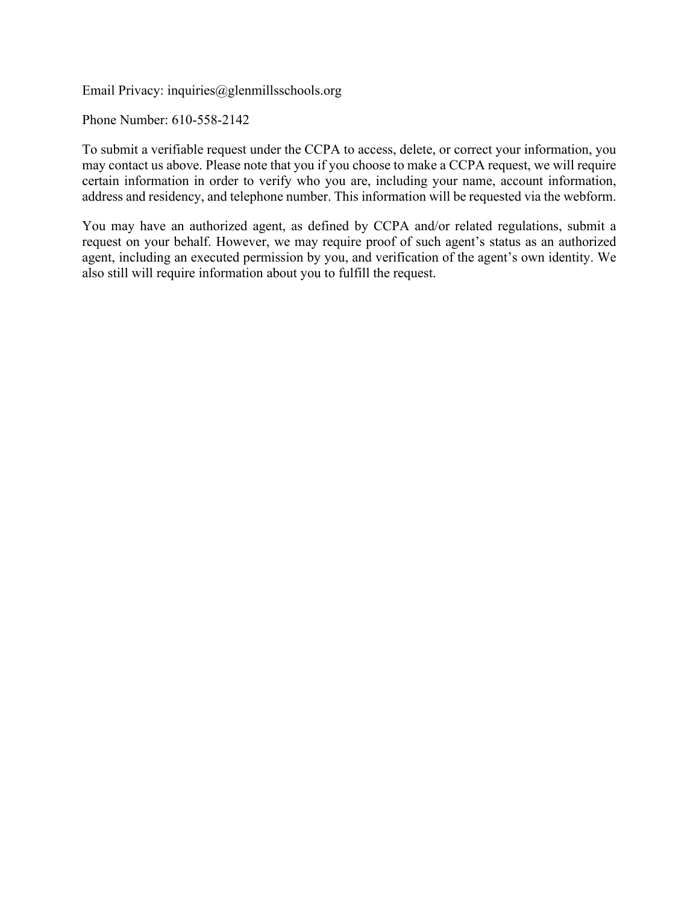Email Privacy: inquiries@glenmillsschools.org

Phone Number: 610-558-2142

To submit a verifiable request under the CCPA to access, delete, or correct your information, you may contact us above. Please note that you if you choose to make a CCPA request, we will require certain information in order to verify who you are, including your name, account information, address and residency, and telephone number. This information will be requested via the webform.

You may have an authorized agent, as defined by CCPA and/or related regulations, submit a request on your behalf. However, we may require proof of such agent's status as an authorized agent, including an executed permission by you, and verification of the agent's own identity. We also still will require information about you to fulfill the request.